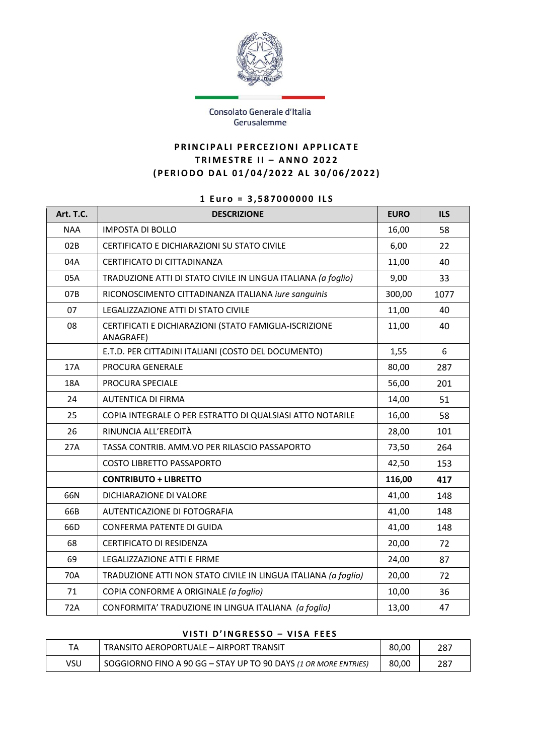Consolato Generale d'Italia
Gerusalemme

## PRINCIPALI PERCEZIONI APPLICATE
## TRIMESTRE II – ANNO 2022
## (PERIODO DAL 01/04/2022 AL 30/06/2022)

**1 Euro = 3,587000000 ILS**

| Art. T.C. | DESCRIZIONE | EURO | ILS |
|---|---|---|---|
| NAA | IMPOSTA DI BOLLO | 16,00 | 58 |
| 02B | CERTIFICATO E DICHIARAZIONI SU STATO CIVILE | 6,00 | 22 |
| 04A | CERTIFICATO DI CITTADINANZA | 11,00 | 40 |
| 05A | TRADUZIONE ATTI DI STATO CIVILE IN LINGUA ITALIANA *(a foglio)* | 9,00 | 33 |
| 07B | RICONOSCIMENTO CITTADINANZA ITALIANA *iure sanguinis* | 300,00 | 1077 |
| 07 | LEGALIZZAZIONE ATTI DI STATO CIVILE | 11,00 | 40 |
| 08 | CERTIFICATI E DICHIARAZIONI (STATO FAMIGLIA-ISCRIZIONE ANAGRAFE) | 11,00 | 40 |
| | E.T.D. PER CITTADINI ITALIANI (COSTO DEL DOCUMENTO) | 1,55 | 6 |
| 17A | PROCURA GENERALE | 80,00 | 287 |
| 18A | PROCURA SPECIALE | 56,00 | 201 |
| 24 | AUTENTICA DI FIRMA | 14,00 | 51 |
| 25 | COPIA INTEGRALE O PER ESTRATTO DI QUALSIASI ATTO NOTARILE | 16,00 | 58 |
| 26 | RINUNCIA ALL'EREDITÀ | 28,00 | 101 |
| 27A | TASSA CONTRIB. AMM.VO PER RILASCIO PASSAPORTO | 73,50 | 264 |
| | COSTO LIBRETTO PASSAPORTO | 42,50 | 153 |
| | **CONTRIBUTO + LIBRETTO** | **116,00** | **417** |
| 66N | DICHIARAZIONE DI VALORE | 41,00 | 148 |
| 66B | AUTENTICAZIONE DI FOTOGRAFIA | 41,00 | 148 |
| 66D | CONFERMA PATENTE DI GUIDA | 41,00 | 148 |
| 68 | CERTIFICATO DI RESIDENZA | 20,00 | 72 |
| 69 | LEGALIZZAZIONE ATTI E FIRME | 24,00 | 87 |
| 70A | TRADUZIONE ATTI NON STATO CIVILE IN LINGUA ITALIANA *(a foglio)* | 20,00 | 72 |
| 71 | COPIA CONFORME A ORIGINALE *(a foglio)* | 10,00 | 36 |
| 72A | CONFORMITA' TRADUZIONE IN LINGUA ITALIANA *(a foglio)* | 13,00 | 47 |

**VISTI D'INGRESSO – VISA FEES**

| | | | |
|---|---|---|---|
| TA | TRANSITO AEROPORTUALE – AIRPORT TRANSIT | 80,00 | 287 |
| VSU | SOGGIORNO FINO A 90 GG – STAY UP TO 90 DAYS *(1 OR MORE ENTRIES)* | 80,00 | 287 |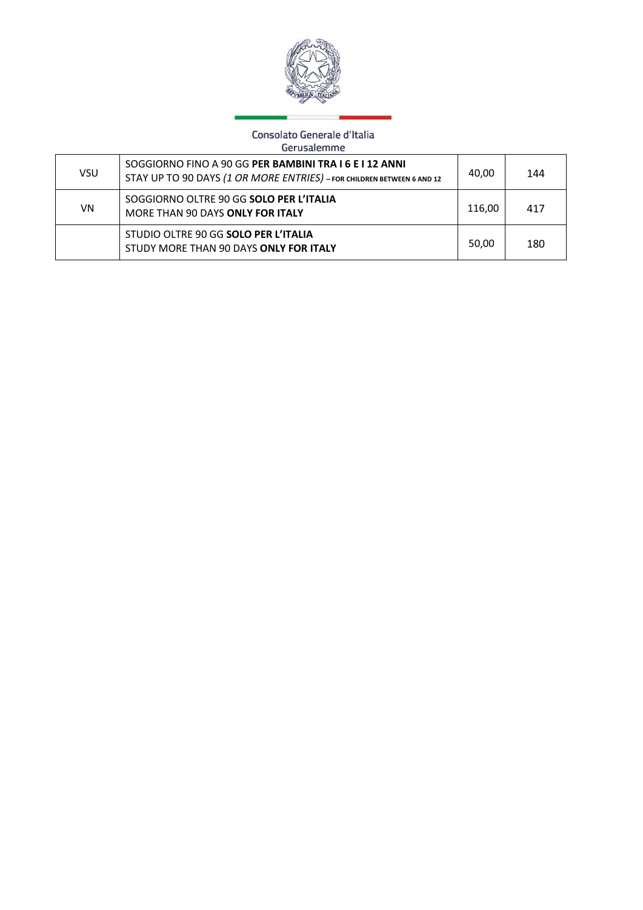Consolato Generale d'Italia
Gerusalemme

| | | | |
|---|---|---|---|
| VSU | SOGGIORNO FINO A 90 GG **PER BAMBINI TRA I 6 E I 12 ANNI**<br>STAY UP TO 90 DAYS *(1 OR MORE ENTRIES)* – **FOR CHILDREN BETWEEN 6 AND 12** | 40,00 | 144 |
| VN | SOGGIORNO OLTRE 90 GG **SOLO PER L'ITALIA**<br>MORE THAN 90 DAYS **ONLY FOR ITALY** | 116,00 | 417 |
| | STUDIO OLTRE 90 GG **SOLO PER L'ITALIA**<br>STUDY MORE THAN 90 DAYS **ONLY FOR ITALY** | 50,00 | 180 |